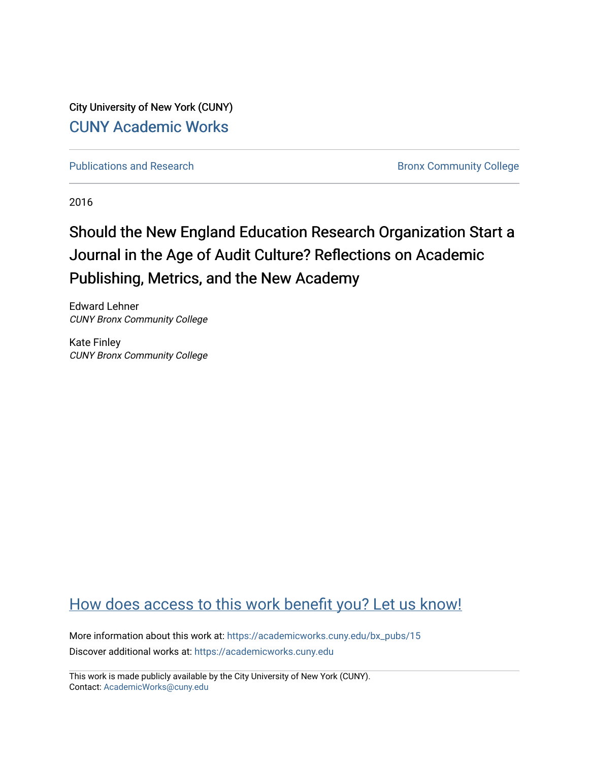City University of New York (CUNY)

[CUNY Academic Works](https://academicworks.cuny.edu)

Publications and Research | Bronx Community College

2016

# Should the New England Education Research Organization Start a Journal in the Age of Audit Culture? Reflections on Academic Publishing, Metrics, and the New Academy

Edward Lehner
*CUNY Bronx Community College*

Kate Finley
*CUNY Bronx Community College*

How does access to this work benefit you? Let us know!

More information about this work at: https://academicworks.cuny.edu/bx_pubs/15

Discover additional works at: https://academicworks.cuny.edu

This work is made publicly available by the City University of New York (CUNY).
Contact: AcademicWorks@cuny.edu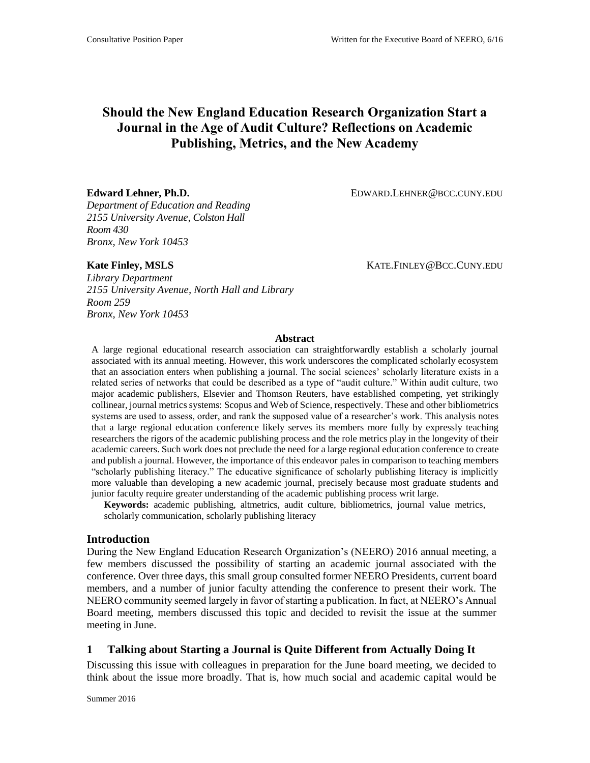# Should the New England Education Research Organization Start a Journal in the Age of Audit Culture? Reflections on Academic Publishing, Metrics, and the New Academy

**Edward Lehner, Ph.D.** EDWARD.LEHNER@BCC.CUNY.EDU

*Department of Education and Reading*
*2155 University Avenue, Colston Hall*
*Room 430*
*Bronx, New York 10453*

**Kate Finley, MSLS** KATE.FINLEY@BCC.CUNY.EDU

*Library Department*
*2155 University Avenue, North Hall and Library*
*Room 259*
*Bronx, New York 10453*

**Abstract**

A large regional educational research association can straightforwardly establish a scholarly journal associated with its annual meeting. However, this work underscores the complicated scholarly ecosystem that an association enters when publishing a journal. The social sciences' scholarly literature exists in a related series of networks that could be described as a type of "audit culture." Within audit culture, two major academic publishers, Elsevier and Thomson Reuters, have established competing, yet strikingly collinear, journal metrics systems: Scopus and Web of Science, respectively. These and other bibliometrics systems are used to assess, order, and rank the supposed value of a researcher's work. This analysis notes that a large regional education conference likely serves its members more fully by expressly teaching researchers the rigors of the academic publishing process and the role metrics play in the longevity of their academic careers. Such work does not preclude the need for a large regional education conference to create and publish a journal. However, the importance of this endeavor pales in comparison to teaching members "scholarly publishing literacy." The educative significance of scholarly publishing literacy is implicitly more valuable than developing a new academic journal, precisely because most graduate students and junior faculty require greater understanding of the academic publishing process writ large.

**Keywords:** academic publishing, altmetrics, audit culture, bibliometrics, journal value metrics, scholarly communication, scholarly publishing literacy

## Introduction

During the New England Education Research Organization's (NEERO) 2016 annual meeting, a few members discussed the possibility of starting an academic journal associated with the conference. Over three days, this small group consulted former NEERO Presidents, current board members, and a number of junior faculty attending the conference to present their work. The NEERO community seemed largely in favor of starting a publication. In fact, at NEERO's Annual Board meeting, members discussed this topic and decided to revisit the issue at the summer meeting in June.

## 1 Talking about Starting a Journal is Quite Different from Actually Doing It

Discussing this issue with colleagues in preparation for the June board meeting, we decided to think about the issue more broadly. That is, how much social and academic capital would be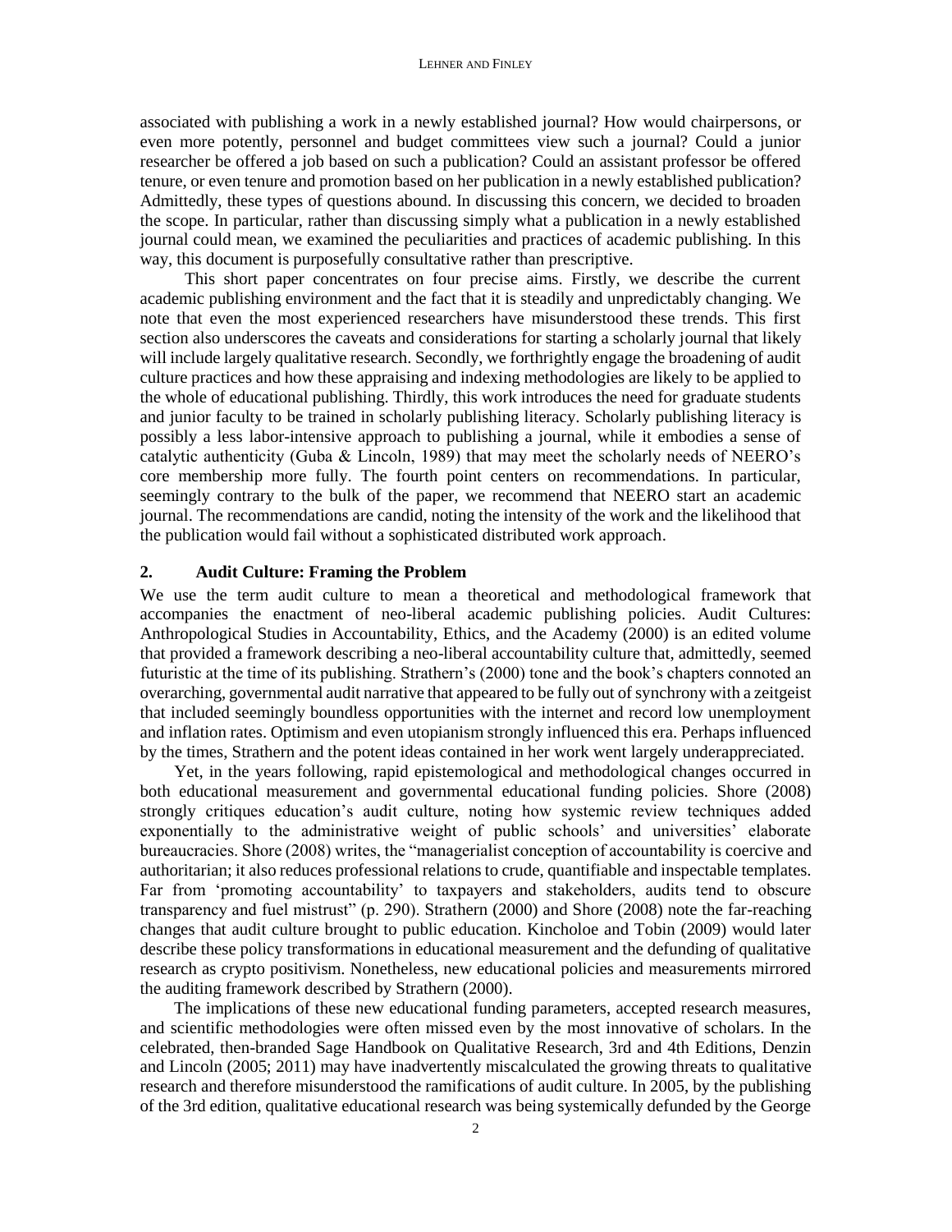associated with publishing a work in a newly established journal? How would chairpersons, or even more potently, personnel and budget committees view such a journal? Could a junior researcher be offered a job based on such a publication? Could an assistant professor be offered tenure, or even tenure and promotion based on her publication in a newly established publication? Admittedly, these types of questions abound. In discussing this concern, we decided to broaden the scope. In particular, rather than discussing simply what a publication in a newly established journal could mean, we examined the peculiarities and practices of academic publishing. In this way, this document is purposefully consultative rather than prescriptive.

This short paper concentrates on four precise aims. Firstly, we describe the current academic publishing environment and the fact that it is steadily and unpredictably changing. We note that even the most experienced researchers have misunderstood these trends. This first section also underscores the caveats and considerations for starting a scholarly journal that likely will include largely qualitative research. Secondly, we forthrightly engage the broadening of audit culture practices and how these appraising and indexing methodologies are likely to be applied to the whole of educational publishing. Thirdly, this work introduces the need for graduate students and junior faculty to be trained in scholarly publishing literacy. Scholarly publishing literacy is possibly a less labor-intensive approach to publishing a journal, while it embodies a sense of catalytic authenticity (Guba & Lincoln, 1989) that may meet the scholarly needs of NEERO's core membership more fully. The fourth point centers on recommendations. In particular, seemingly contrary to the bulk of the paper, we recommend that NEERO start an academic journal. The recommendations are candid, noting the intensity of the work and the likelihood that the publication would fail without a sophisticated distributed work approach.

## 2. Audit Culture: Framing the Problem

We use the term audit culture to mean a theoretical and methodological framework that accompanies the enactment of neo-liberal academic publishing policies. Audit Cultures: Anthropological Studies in Accountability, Ethics, and the Academy (2000) is an edited volume that provided a framework describing a neo-liberal accountability culture that, admittedly, seemed futuristic at the time of its publishing. Strathern's (2000) tone and the book's chapters connoted an overarching, governmental audit narrative that appeared to be fully out of synchrony with a zeitgeist that included seemingly boundless opportunities with the internet and record low unemployment and inflation rates. Optimism and even utopianism strongly influenced this era. Perhaps influenced by the times, Strathern and the potent ideas contained in her work went largely underappreciated.

Yet, in the years following, rapid epistemological and methodological changes occurred in both educational measurement and governmental educational funding policies. Shore (2008) strongly critiques education's audit culture, noting how systemic review techniques added exponentially to the administrative weight of public schools' and universities' elaborate bureaucracies. Shore (2008) writes, the "managerialist conception of accountability is coercive and authoritarian; it also reduces professional relations to crude, quantifiable and inspectable templates. Far from 'promoting accountability' to taxpayers and stakeholders, audits tend to obscure transparency and fuel mistrust" (p. 290). Strathern (2000) and Shore (2008) note the far-reaching changes that audit culture brought to public education. Kincholoe and Tobin (2009) would later describe these policy transformations in educational measurement and the defunding of qualitative research as crypto positivism. Nonetheless, new educational policies and measurements mirrored the auditing framework described by Strathern (2000).

The implications of these new educational funding parameters, accepted research measures, and scientific methodologies were often missed even by the most innovative of scholars. In the celebrated, then-branded Sage Handbook on Qualitative Research, 3rd and 4th Editions, Denzin and Lincoln (2005; 2011) may have inadvertently miscalculated the growing threats to qualitative research and therefore misunderstood the ramifications of audit culture. In 2005, by the publishing of the 3rd edition, qualitative educational research was being systemically defunded by the George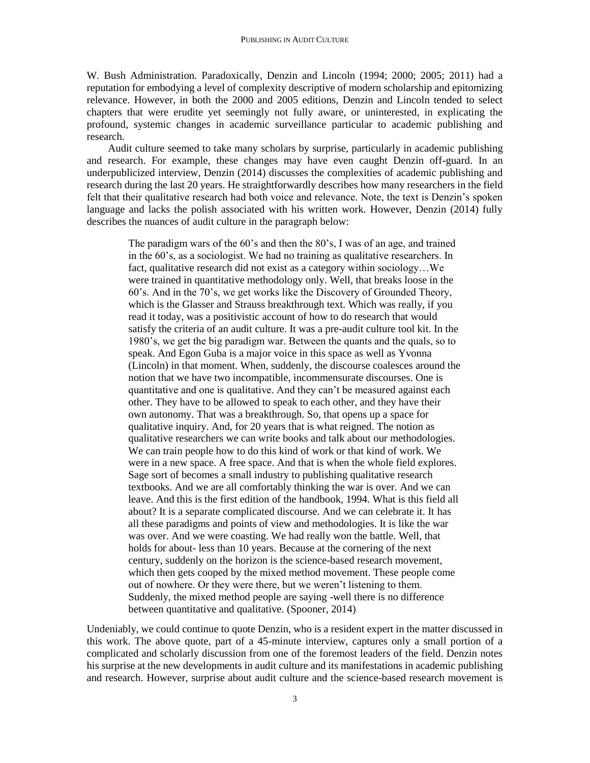W. Bush Administration. Paradoxically, Denzin and Lincoln (1994; 2000; 2005; 2011) had a reputation for embodying a level of complexity descriptive of modern scholarship and epitomizing relevance. However, in both the 2000 and 2005 editions, Denzin and Lincoln tended to select chapters that were erudite yet seemingly not fully aware, or uninterested, in explicating the profound, systemic changes in academic surveillance particular to academic publishing and research.

Audit culture seemed to take many scholars by surprise, particularly in academic publishing and research. For example, these changes may have even caught Denzin off-guard. In an underpublicized interview, Denzin (2014) discusses the complexities of academic publishing and research during the last 20 years. He straightforwardly describes how many researchers in the field felt that their qualitative research had both voice and relevance. Note, the text is Denzin's spoken language and lacks the polish associated with his written work. However, Denzin (2014) fully describes the nuances of audit culture in the paragraph below:

> The paradigm wars of the 60's and then the 80's, I was of an age, and trained in the 60's, as a sociologist. We had no training as qualitative researchers. In fact, qualitative research did not exist as a category within sociology…We were trained in quantitative methodology only. Well, that breaks loose in the 60's. And in the 70's, we get works like the Discovery of Grounded Theory, which is the Glasser and Strauss breakthrough text. Which was really, if you read it today, was a positivistic account of how to do research that would satisfy the criteria of an audit culture. It was a pre-audit culture tool kit. In the 1980's, we get the big paradigm war. Between the quants and the quals, so to speak. And Egon Guba is a major voice in this space as well as Yvonna (Lincoln) in that moment. When, suddenly, the discourse coalesces around the notion that we have two incompatible, incommensurate discourses. One is quantitative and one is qualitative. And they can't be measured against each other. They have to be allowed to speak to each other, and they have their own autonomy. That was a breakthrough. So, that opens up a space for qualitative inquiry. And, for 20 years that is what reigned. The notion as qualitative researchers we can write books and talk about our methodologies. We can train people how to do this kind of work or that kind of work. We were in a new space. A free space. And that is when the whole field explores. Sage sort of becomes a small industry to publishing qualitative research textbooks. And we are all comfortably thinking the war is over. And we can leave. And this is the first edition of the handbook, 1994. What is this field all about? It is a separate complicated discourse. And we can celebrate it. It has all these paradigms and points of view and methodologies. It is like the war was over. And we were coasting. We had really won the battle. Well, that holds for about- less than 10 years. Because at the cornering of the next century, suddenly on the horizon is the science-based research movement, which then gets cooped by the mixed method movement. These people come out of nowhere. Or they were there, but we weren't listening to them. Suddenly, the mixed method people are saying -well there is no difference between quantitative and qualitative. (Spooner, 2014)

Undeniably, we could continue to quote Denzin, who is a resident expert in the matter discussed in this work. The above quote, part of a 45-minute interview, captures only a small portion of a complicated and scholarly discussion from one of the foremost leaders of the field. Denzin notes his surprise at the new developments in audit culture and its manifestations in academic publishing and research. However, surprise about audit culture and the science-based research movement is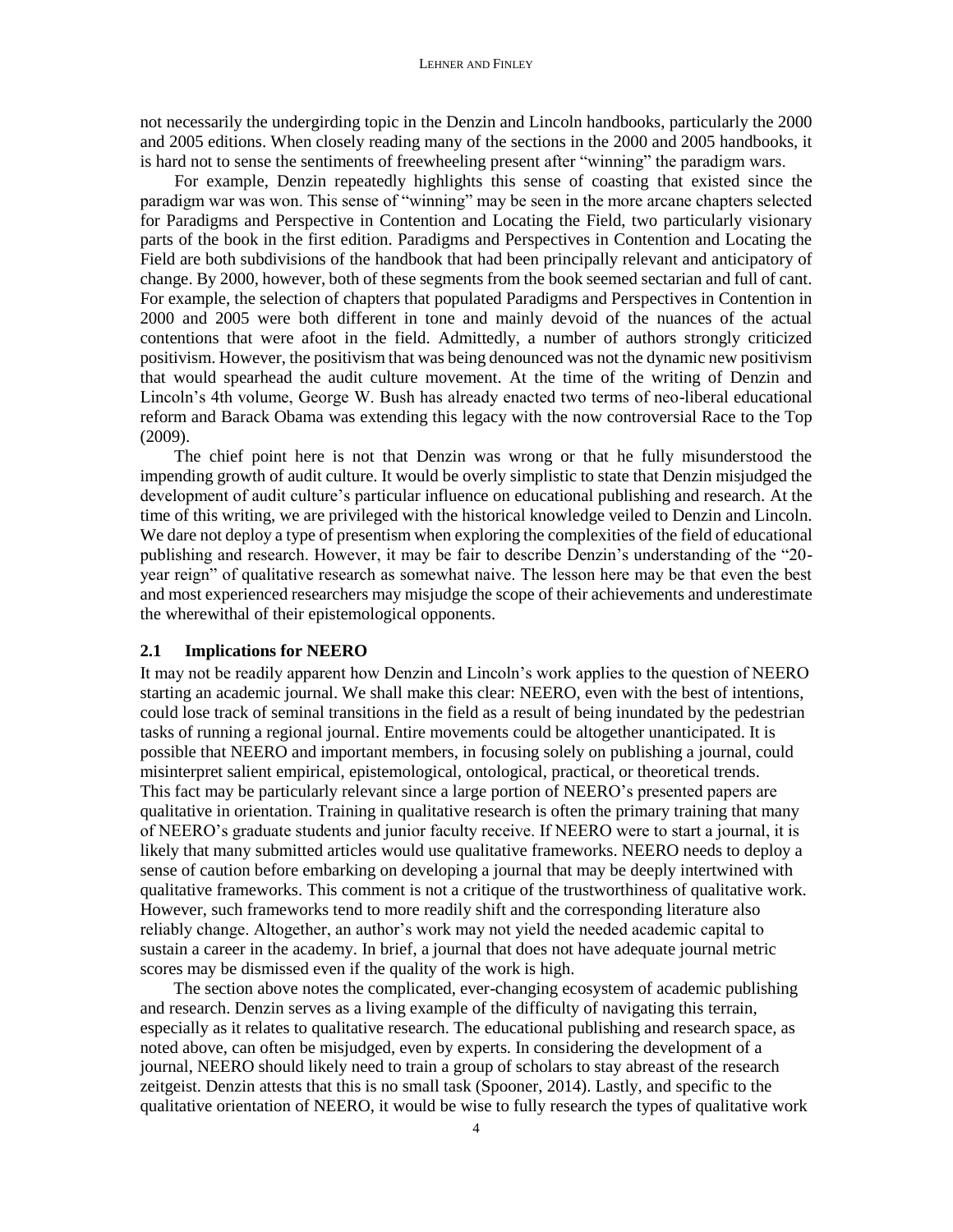not necessarily the undergirding topic in the Denzin and Lincoln handbooks, particularly the 2000 and 2005 editions. When closely reading many of the sections in the 2000 and 2005 handbooks, it is hard not to sense the sentiments of freewheeling present after "winning" the paradigm wars.

For example, Denzin repeatedly highlights this sense of coasting that existed since the paradigm war was won. This sense of "winning" may be seen in the more arcane chapters selected for Paradigms and Perspective in Contention and Locating the Field, two particularly visionary parts of the book in the first edition. Paradigms and Perspectives in Contention and Locating the Field are both subdivisions of the handbook that had been principally relevant and anticipatory of change. By 2000, however, both of these segments from the book seemed sectarian and full of cant. For example, the selection of chapters that populated Paradigms and Perspectives in Contention in 2000 and 2005 were both different in tone and mainly devoid of the nuances of the actual contentions that were afoot in the field. Admittedly, a number of authors strongly criticized positivism. However, the positivism that was being denounced was not the dynamic new positivism that would spearhead the audit culture movement. At the time of the writing of Denzin and Lincoln's 4th volume, George W. Bush has already enacted two terms of neo-liberal educational reform and Barack Obama was extending this legacy with the now controversial Race to the Top (2009).

The chief point here is not that Denzin was wrong or that he fully misunderstood the impending growth of audit culture. It would be overly simplistic to state that Denzin misjudged the development of audit culture's particular influence on educational publishing and research. At the time of this writing, we are privileged with the historical knowledge veiled to Denzin and Lincoln. We dare not deploy a type of presentism when exploring the complexities of the field of educational publishing and research. However, it may be fair to describe Denzin's understanding of the "20-year reign" of qualitative research as somewhat naive. The lesson here may be that even the best and most experienced researchers may misjudge the scope of their achievements and underestimate the wherewithal of their epistemological opponents.

## 2.1 Implications for NEERO

It may not be readily apparent how Denzin and Lincoln's work applies to the question of NEERO starting an academic journal. We shall make this clear: NEERO, even with the best of intentions, could lose track of seminal transitions in the field as a result of being inundated by the pedestrian tasks of running a regional journal. Entire movements could be altogether unanticipated. It is possible that NEERO and important members, in focusing solely on publishing a journal, could misinterpret salient empirical, epistemological, ontological, practical, or theoretical trends. This fact may be particularly relevant since a large portion of NEERO's presented papers are qualitative in orientation. Training in qualitative research is often the primary training that many of NEERO's graduate students and junior faculty receive. If NEERO were to start a journal, it is likely that many submitted articles would use qualitative frameworks. NEERO needs to deploy a sense of caution before embarking on developing a journal that may be deeply intertwined with qualitative frameworks. This comment is not a critique of the trustworthiness of qualitative work. However, such frameworks tend to more readily shift and the corresponding literature also reliably change. Altogether, an author's work may not yield the needed academic capital to sustain a career in the academy. In brief, a journal that does not have adequate journal metric scores may be dismissed even if the quality of the work is high.

The section above notes the complicated, ever-changing ecosystem of academic publishing and research. Denzin serves as a living example of the difficulty of navigating this terrain, especially as it relates to qualitative research. The educational publishing and research space, as noted above, can often be misjudged, even by experts. In considering the development of a journal, NEERO should likely need to train a group of scholars to stay abreast of the research zeitgeist. Denzin attests that this is no small task (Spooner, 2014). Lastly, and specific to the qualitative orientation of NEERO, it would be wise to fully research the types of qualitative work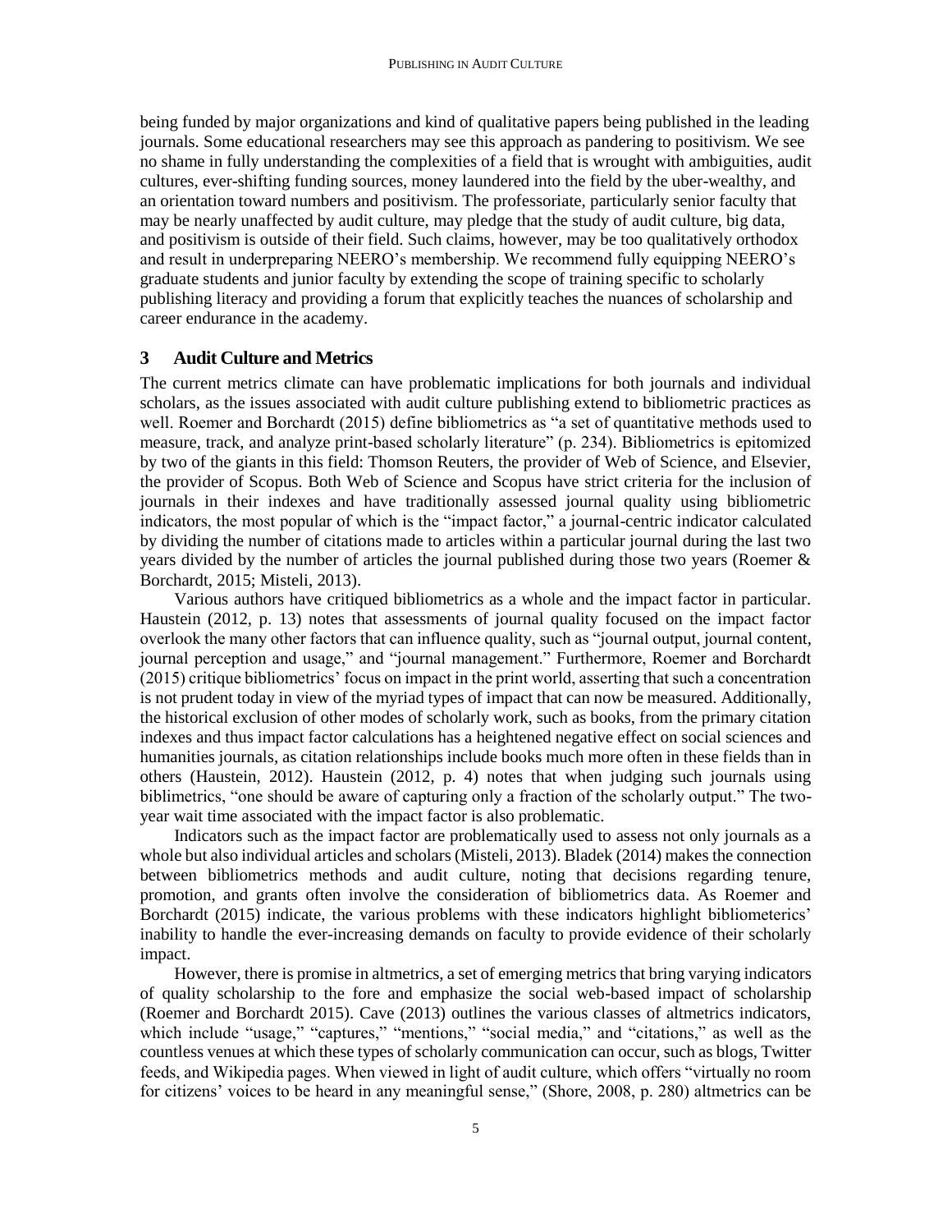being funded by major organizations and kind of qualitative papers being published in the leading journals. Some educational researchers may see this approach as pandering to positivism. We see no shame in fully understanding the complexities of a field that is wrought with ambiguities, audit cultures, ever-shifting funding sources, money laundered into the field by the uber-wealthy, and an orientation toward numbers and positivism. The professoriate, particularly senior faculty that may be nearly unaffected by audit culture, may pledge that the study of audit culture, big data, and positivism is outside of their field. Such claims, however, may be too qualitatively orthodox and result in underpreparing NEERO's membership. We recommend fully equipping NEERO's graduate students and junior faculty by extending the scope of training specific to scholarly publishing literacy and providing a forum that explicitly teaches the nuances of scholarship and career endurance in the academy.

## 3 Audit Culture and Metrics

The current metrics climate can have problematic implications for both journals and individual scholars, as the issues associated with audit culture publishing extend to bibliometric practices as well. Roemer and Borchardt (2015) define bibliometrics as "a set of quantitative methods used to measure, track, and analyze print-based scholarly literature" (p. 234). Bibliometrics is epitomized by two of the giants in this field: Thomson Reuters, the provider of Web of Science, and Elsevier, the provider of Scopus. Both Web of Science and Scopus have strict criteria for the inclusion of journals in their indexes and have traditionally assessed journal quality using bibliometric indicators, the most popular of which is the "impact factor," a journal-centric indicator calculated by dividing the number of citations made to articles within a particular journal during the last two years divided by the number of articles the journal published during those two years (Roemer & Borchardt, 2015; Misteli, 2013).

Various authors have critiqued bibliometrics as a whole and the impact factor in particular. Haustein (2012, p. 13) notes that assessments of journal quality focused on the impact factor overlook the many other factors that can influence quality, such as "journal output, journal content, journal perception and usage," and "journal management." Furthermore, Roemer and Borchardt (2015) critique bibliometrics' focus on impact in the print world, asserting that such a concentration is not prudent today in view of the myriad types of impact that can now be measured. Additionally, the historical exclusion of other modes of scholarly work, such as books, from the primary citation indexes and thus impact factor calculations has a heightened negative effect on social sciences and humanities journals, as citation relationships include books much more often in these fields than in others (Haustein, 2012). Haustein (2012, p. 4) notes that when judging such journals using biblimetrics, "one should be aware of capturing only a fraction of the scholarly output." The two-year wait time associated with the impact factor is also problematic.

Indicators such as the impact factor are problematically used to assess not only journals as a whole but also individual articles and scholars (Misteli, 2013). Bladek (2014) makes the connection between bibliometrics methods and audit culture, noting that decisions regarding tenure, promotion, and grants often involve the consideration of bibliometrics data. As Roemer and Borchardt (2015) indicate, the various problems with these indicators highlight bibliometerics' inability to handle the ever-increasing demands on faculty to provide evidence of their scholarly impact.

However, there is promise in altmetrics, a set of emerging metrics that bring varying indicators of quality scholarship to the fore and emphasize the social web-based impact of scholarship (Roemer and Borchardt 2015). Cave (2013) outlines the various classes of altmetrics indicators, which include "usage," "captures," "mentions," "social media," and "citations," as well as the countless venues at which these types of scholarly communication can occur, such as blogs, Twitter feeds, and Wikipedia pages. When viewed in light of audit culture, which offers "virtually no room for citizens' voices to be heard in any meaningful sense," (Shore, 2008, p. 280) altmetrics can be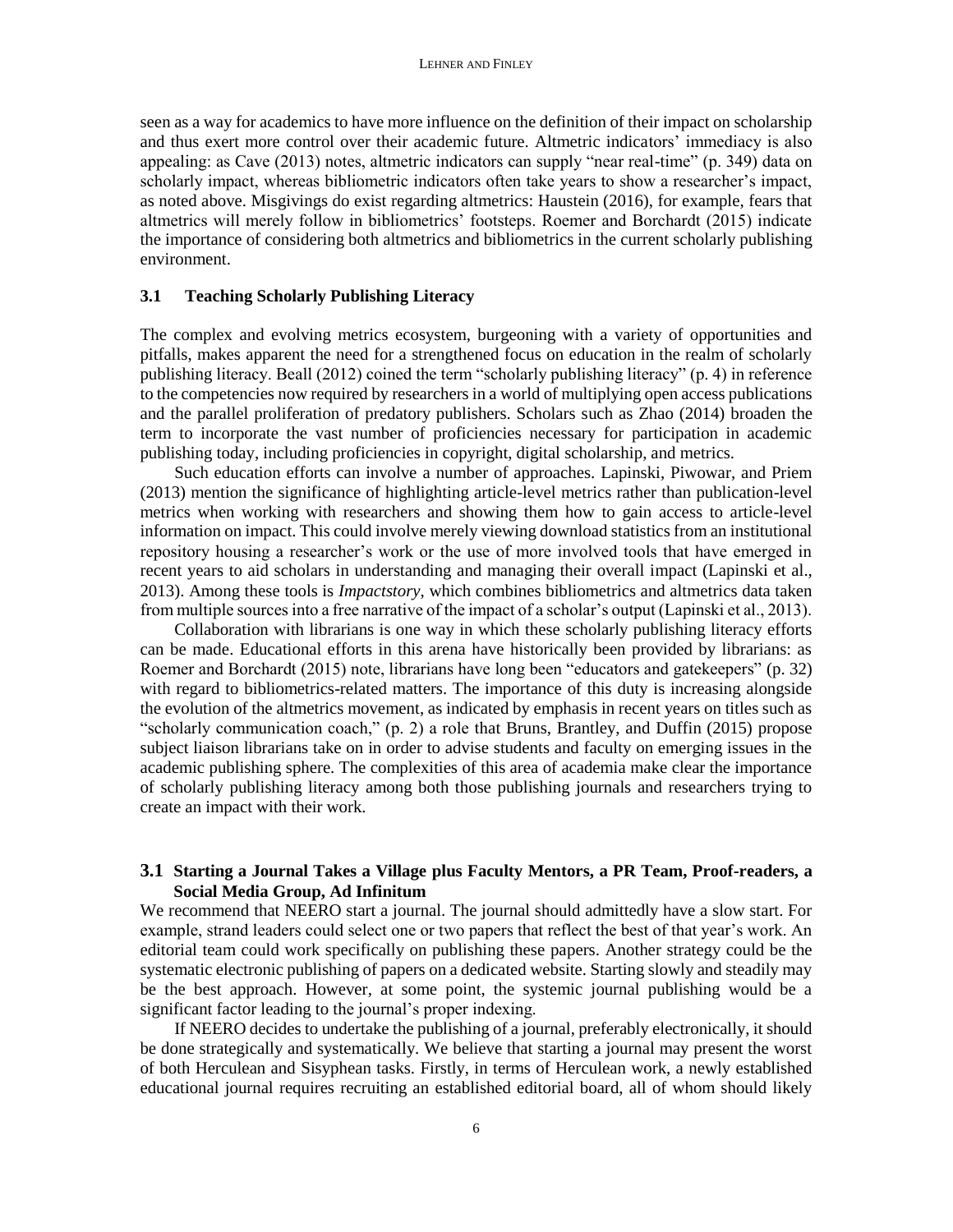seen as a way for academics to have more influence on the definition of their impact on scholarship and thus exert more control over their academic future. Altmetric indicators' immediacy is also appealing: as Cave (2013) notes, altmetric indicators can supply "near real-time" (p. 349) data on scholarly impact, whereas bibliometric indicators often take years to show a researcher's impact, as noted above. Misgivings do exist regarding altmetrics: Haustein (2016), for example, fears that altmetrics will merely follow in bibliometrics' footsteps. Roemer and Borchardt (2015) indicate the importance of considering both altmetrics and bibliometrics in the current scholarly publishing environment.

### 3.1 Teaching Scholarly Publishing Literacy

The complex and evolving metrics ecosystem, burgeoning with a variety of opportunities and pitfalls, makes apparent the need for a strengthened focus on education in the realm of scholarly publishing literacy. Beall (2012) coined the term "scholarly publishing literacy" (p. 4) in reference to the competencies now required by researchers in a world of multiplying open access publications and the parallel proliferation of predatory publishers. Scholars such as Zhao (2014) broaden the term to incorporate the vast number of proficiencies necessary for participation in academic publishing today, including proficiencies in copyright, digital scholarship, and metrics.

Such education efforts can involve a number of approaches. Lapinski, Piwowar, and Priem (2013) mention the significance of highlighting article-level metrics rather than publication-level metrics when working with researchers and showing them how to gain access to article-level information on impact. This could involve merely viewing download statistics from an institutional repository housing a researcher's work or the use of more involved tools that have emerged in recent years to aid scholars in understanding and managing their overall impact (Lapinski et al., 2013). Among these tools is *Impactstory*, which combines bibliometrics and altmetrics data taken from multiple sources into a free narrative of the impact of a scholar's output (Lapinski et al., 2013).

Collaboration with librarians is one way in which these scholarly publishing literacy efforts can be made. Educational efforts in this arena have historically been provided by librarians: as Roemer and Borchardt (2015) note, librarians have long been "educators and gatekeepers" (p. 32) with regard to bibliometrics-related matters. The importance of this duty is increasing alongside the evolution of the altmetrics movement, as indicated by emphasis in recent years on titles such as "scholarly communication coach," (p. 2) a role that Bruns, Brantley, and Duffin (2015) propose subject liaison librarians take on in order to advise students and faculty on emerging issues in the academic publishing sphere. The complexities of this area of academia make clear the importance of scholarly publishing literacy among both those publishing journals and researchers trying to create an impact with their work.

### 3.1 Starting a Journal Takes a Village plus Faculty Mentors, a PR Team, Proof-readers, a Social Media Group, Ad Infinitum

We recommend that NEERO start a journal. The journal should admittedly have a slow start. For example, strand leaders could select one or two papers that reflect the best of that year's work. An editorial team could work specifically on publishing these papers. Another strategy could be the systematic electronic publishing of papers on a dedicated website. Starting slowly and steadily may be the best approach. However, at some point, the systemic journal publishing would be a significant factor leading to the journal's proper indexing.

If NEERO decides to undertake the publishing of a journal, preferably electronically, it should be done strategically and systematically. We believe that starting a journal may present the worst of both Herculean and Sisyphean tasks. Firstly, in terms of Herculean work, a newly established educational journal requires recruiting an established editorial board, all of whom should likely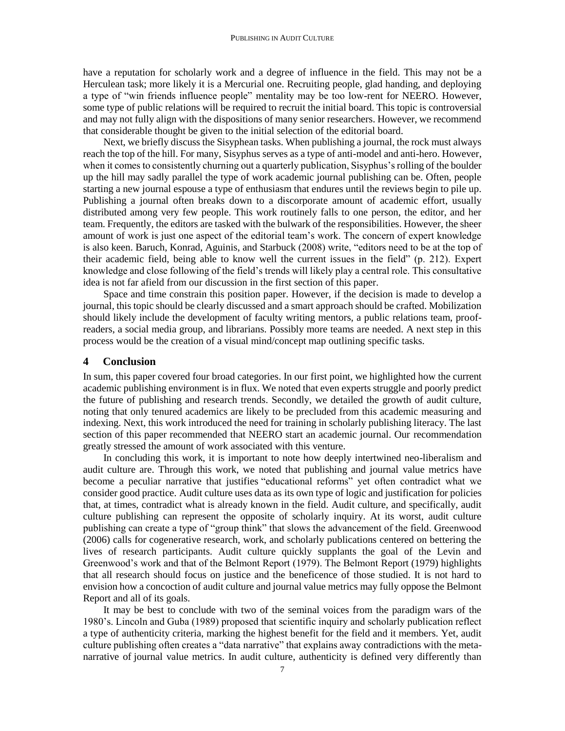have a reputation for scholarly work and a degree of influence in the field. This may not be a Herculean task; more likely it is a Mercurial one. Recruiting people, glad handing, and deploying a type of "win friends influence people" mentality may be too low-rent for NEERO. However, some type of public relations will be required to recruit the initial board. This topic is controversial and may not fully align with the dispositions of many senior researchers. However, we recommend that considerable thought be given to the initial selection of the editorial board.

Next, we briefly discuss the Sisyphean tasks. When publishing a journal, the rock must always reach the top of the hill. For many, Sisyphus serves as a type of anti-model and anti-hero. However, when it comes to consistently churning out a quarterly publication, Sisyphus's rolling of the boulder up the hill may sadly parallel the type of work academic journal publishing can be. Often, people starting a new journal espouse a type of enthusiasm that endures until the reviews begin to pile up. Publishing a journal often breaks down to a discorporate amount of academic effort, usually distributed among very few people. This work routinely falls to one person, the editor, and her team. Frequently, the editors are tasked with the bulwark of the responsibilities. However, the sheer amount of work is just one aspect of the editorial team's work. The concern of expert knowledge is also keen. Baruch, Konrad, Aguinis, and Starbuck (2008) write, "editors need to be at the top of their academic field, being able to know well the current issues in the field" (p. 212). Expert knowledge and close following of the field's trends will likely play a central role. This consultative idea is not far afield from our discussion in the first section of this paper.

Space and time constrain this position paper. However, if the decision is made to develop a journal, this topic should be clearly discussed and a smart approach should be crafted. Mobilization should likely include the development of faculty writing mentors, a public relations team, proof-readers, a social media group, and librarians. Possibly more teams are needed. A next step in this process would be the creation of a visual mind/concept map outlining specific tasks.

## 4 Conclusion

In sum, this paper covered four broad categories. In our first point, we highlighted how the current academic publishing environment is in flux. We noted that even experts struggle and poorly predict the future of publishing and research trends. Secondly, we detailed the growth of audit culture, noting that only tenured academics are likely to be precluded from this academic measuring and indexing. Next, this work introduced the need for training in scholarly publishing literacy. The last section of this paper recommended that NEERO start an academic journal. Our recommendation greatly stressed the amount of work associated with this venture.

In concluding this work, it is important to note how deeply intertwined neo-liberalism and audit culture are. Through this work, we noted that publishing and journal value metrics have become a peculiar narrative that justifies "educational reforms" yet often contradict what we consider good practice. Audit culture uses data as its own type of logic and justification for policies that, at times, contradict what is already known in the field. Audit culture, and specifically, audit culture publishing can represent the opposite of scholarly inquiry. At its worst, audit culture publishing can create a type of "group think" that slows the advancement of the field. Greenwood (2006) calls for cogenerative research, work, and scholarly publications centered on bettering the lives of research participants. Audit culture quickly supplants the goal of the Levin and Greenwood's work and that of the Belmont Report (1979). The Belmont Report (1979) highlights that all research should focus on justice and the beneficence of those studied. It is not hard to envision how a concoction of audit culture and journal value metrics may fully oppose the Belmont Report and all of its goals.

It may be best to conclude with two of the seminal voices from the paradigm wars of the 1980's. Lincoln and Guba (1989) proposed that scientific inquiry and scholarly publication reflect a type of authenticity criteria, marking the highest benefit for the field and it members. Yet, audit culture publishing often creates a "data narrative" that explains away contradictions with the meta-narrative of journal value metrics. In audit culture, authenticity is defined very differently than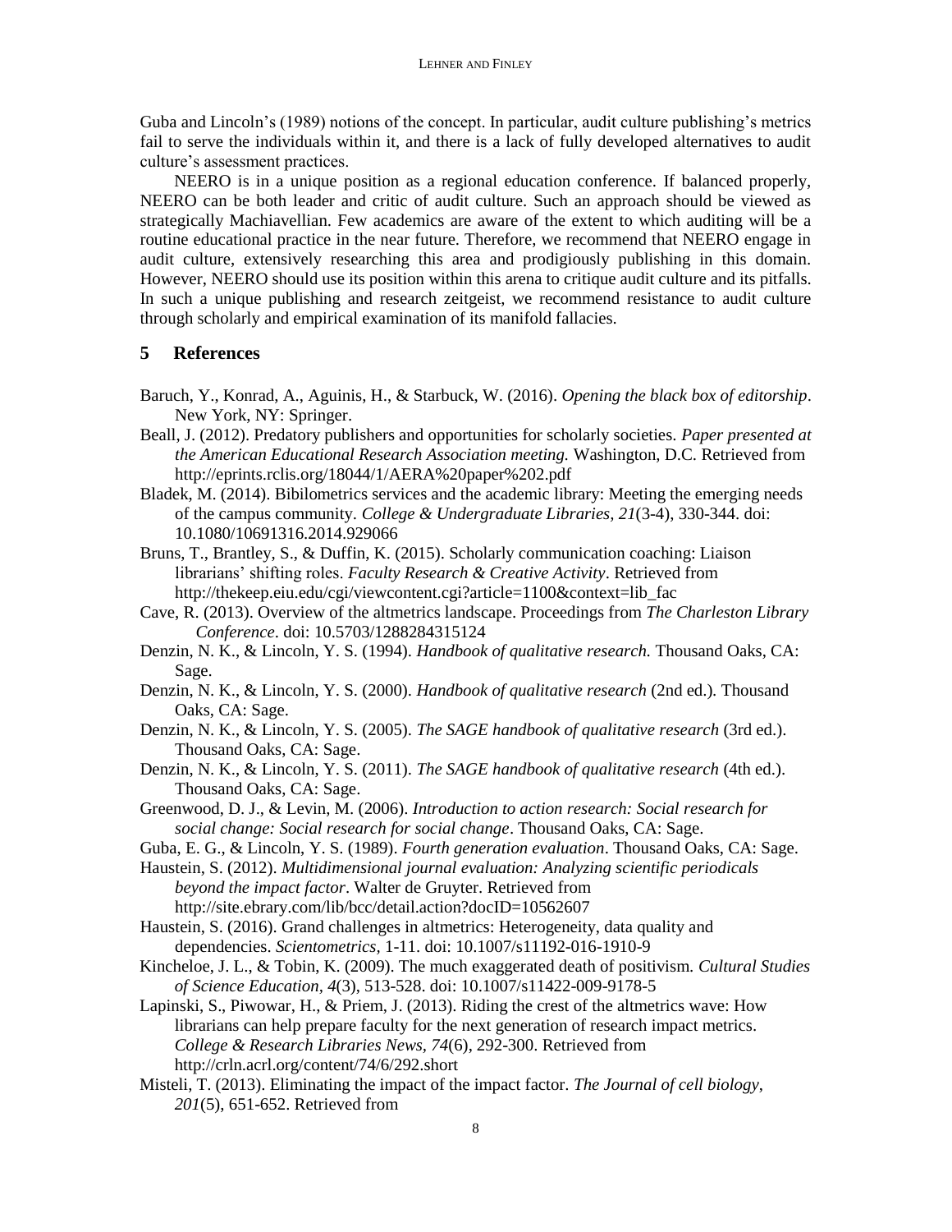Guba and Lincoln's (1989) notions of the concept. In particular, audit culture publishing's metrics fail to serve the individuals within it, and there is a lack of fully developed alternatives to audit culture's assessment practices.

NEERO is in a unique position as a regional education conference. If balanced properly, NEERO can be both leader and critic of audit culture. Such an approach should be viewed as strategically Machiavellian. Few academics are aware of the extent to which auditing will be a routine educational practice in the near future. Therefore, we recommend that NEERO engage in audit culture, extensively researching this area and prodigiously publishing in this domain. However, NEERO should use its position within this arena to critique audit culture and its pitfalls. In such a unique publishing and research zeitgeist, we recommend resistance to audit culture through scholarly and empirical examination of its manifold fallacies.

## 5 References

Baruch, Y., Konrad, A., Aguinis, H., & Starbuck, W. (2016). *Opening the black box of editorship*. New York, NY: Springer.

Beall, J. (2012). Predatory publishers and opportunities for scholarly societies. *Paper presented at the American Educational Research Association meeting.* Washington, D.C. Retrieved from http://eprints.rclis.org/18044/1/AERA%20paper%202.pdf

Bladek, M. (2014). Bibilometrics services and the academic library: Meeting the emerging needs of the campus community. *College & Undergraduate Libraries, 21*(3-4), 330-344. doi: 10.1080/10691316.2014.929066

Bruns, T., Brantley, S., & Duffin, K. (2015). Scholarly communication coaching: Liaison librarians' shifting roles. *Faculty Research & Creative Activity*. Retrieved from http://thekeep.eiu.edu/cgi/viewcontent.cgi?article=1100&context=lib_fac

Cave, R. (2013). Overview of the altmetrics landscape. Proceedings from *The Charleston Library Conference*. doi: 10.5703/1288284315124

Denzin, N. K., & Lincoln, Y. S. (1994). *Handbook of qualitative research.* Thousand Oaks, CA: Sage.

Denzin, N. K., & Lincoln, Y. S. (2000). *Handbook of qualitative research* (2nd ed.). Thousand Oaks, CA: Sage.

Denzin, N. K., & Lincoln, Y. S. (2005). *The SAGE handbook of qualitative research* (3rd ed.). Thousand Oaks, CA: Sage.

Denzin, N. K., & Lincoln, Y. S. (2011). *The SAGE handbook of qualitative research* (4th ed.). Thousand Oaks, CA: Sage.

Greenwood, D. J., & Levin, M. (2006). *Introduction to action research: Social research for social change: Social research for social change*. Thousand Oaks, CA: Sage.

Guba, E. G., & Lincoln, Y. S. (1989). *Fourth generation evaluation*. Thousand Oaks, CA: Sage.

Haustein, S. (2012). *Multidimensional journal evaluation: Analyzing scientific periodicals beyond the impact factor*. Walter de Gruyter. Retrieved from http://site.ebrary.com/lib/bcc/detail.action?docID=10562607

Haustein, S. (2016). Grand challenges in altmetrics: Heterogeneity, data quality and dependencies. *Scientometrics,* 1-11. doi: 10.1007/s11192-016-1910-9

Kincheloe, J. L., & Tobin, K. (2009). The much exaggerated death of positivism. *Cultural Studies of Science Education, 4*(3), 513-528. doi: 10.1007/s11422-009-9178-5

Lapinski, S., Piwowar, H., & Priem, J. (2013). Riding the crest of the altmetrics wave: How librarians can help prepare faculty for the next generation of research impact metrics. *College & Research Libraries News, 74*(6), 292-300. Retrieved from http://crln.acrl.org/content/74/6/292.short

Misteli, T. (2013). Eliminating the impact of the impact factor. *The Journal of cell biology*, *201*(5), 651-652. Retrieved from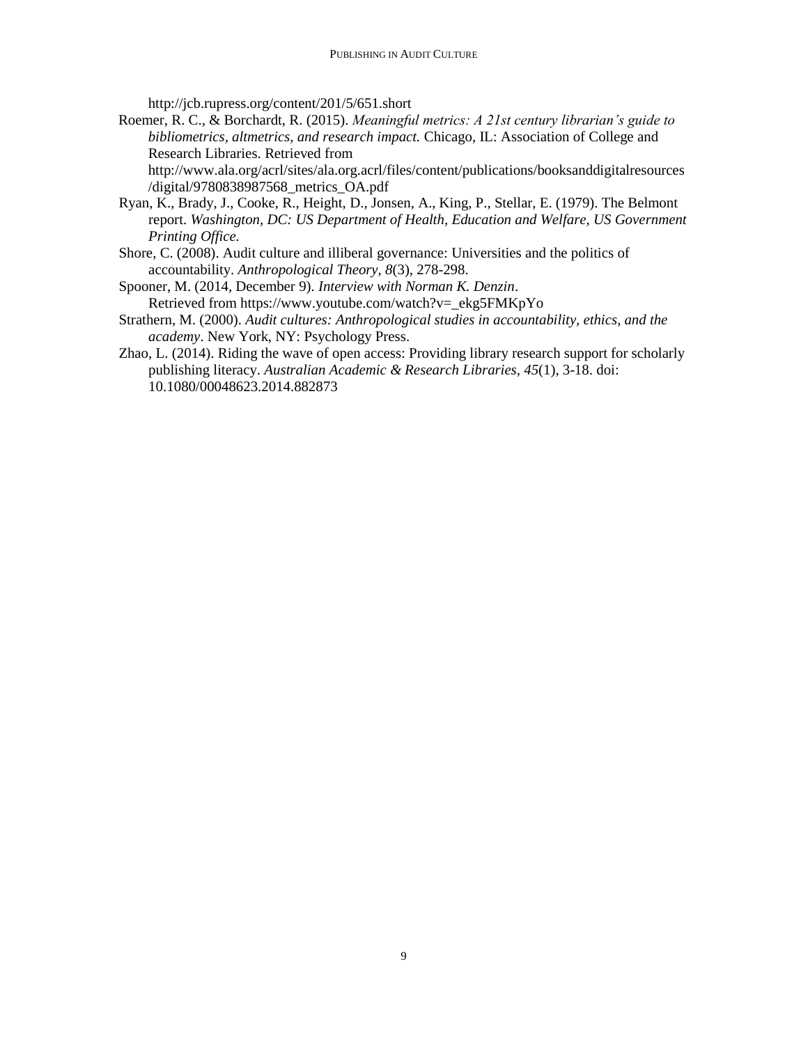http://jcb.rupress.org/content/201/5/651.short

Roemer, R. C., & Borchardt, R. (2015). *Meaningful metrics: A 21st century librarian's guide to bibliometrics, altmetrics, and research impact.* Chicago, IL: Association of College and Research Libraries. Retrieved from http://www.ala.org/acrl/sites/ala.org.acrl/files/content/publications/booksanddigitalresources/digital/9780838987568_metrics_OA.pdf

Ryan, K., Brady, J., Cooke, R., Height, D., Jonsen, A., King, P., Stellar, E. (1979). The Belmont report. *Washington, DC: US Department of Health, Education and Welfare, US Government Printing Office.*

Shore, C. (2008). Audit culture and illiberal governance: Universities and the politics of accountability. *Anthropological Theory, 8*(3), 278-298.

Spooner, M. (2014, December 9). *Interview with Norman K. Denzin*. Retrieved from https://www.youtube.com/watch?v=_ekg5FMKpYo

Strathern, M. (2000). *Audit cultures: Anthropological studies in accountability, ethics, and the academy*. New York, NY: Psychology Press.

Zhao, L. (2014). Riding the wave of open access: Providing library research support for scholarly publishing literacy. *Australian Academic & Research Libraries, 45*(1), 3-18. doi: 10.1080/00048623.2014.882873